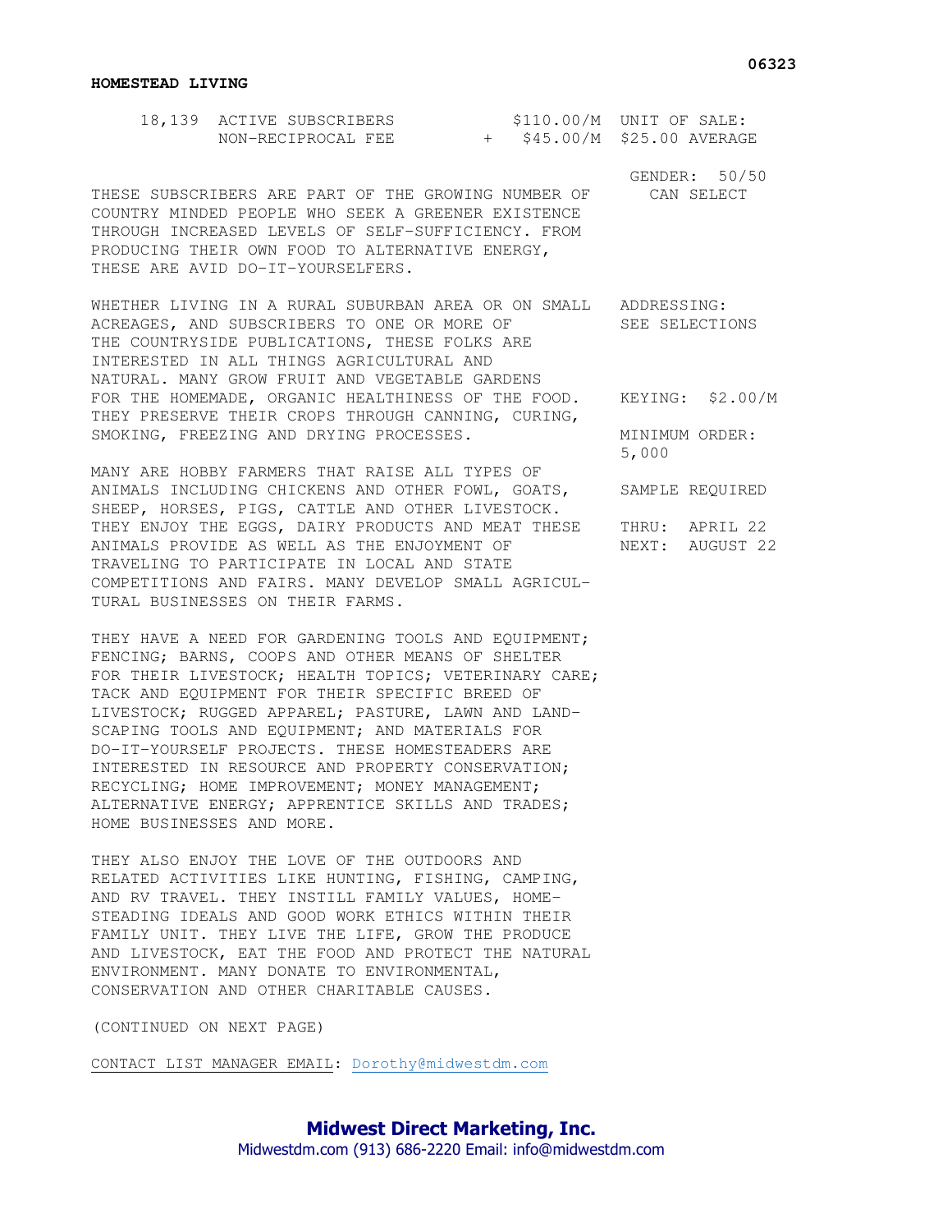06323

**HOMESTEAD LIVING**

| | | |
|---|---|---|
| 18,139 ACTIVE SUBSCRIBERS | $110.00/M | UNIT OF SALE: |
| NON-RECIPROCAL FEE | + $45.00/M | $25.00 AVERAGE |

GENDER: 50/50
CAN SELECT

ADDRESSING:
SEE SELECTIONS

KEYING: $2.00/M

MINIMUM ORDER:
5,000

SAMPLE REQUIRED

THRU: APRIL 22
NEXT: AUGUST 22

THESE SUBSCRIBERS ARE PART OF THE GROWING NUMBER OF COUNTRY MINDED PEOPLE WHO SEEK A GREENER EXISTENCE THROUGH INCREASED LEVELS OF SELF-SUFFICIENCY. FROM PRODUCING THEIR OWN FOOD TO ALTERNATIVE ENERGY, THESE ARE AVID DO-IT-YOURSELFERS.

WHETHER LIVING IN A RURAL SUBURBAN AREA OR ON SMALL ACREAGES, AND SUBSCRIBERS TO ONE OR MORE OF THE COUNTRYSIDE PUBLICATIONS, THESE FOLKS ARE INTERESTED IN ALL THINGS AGRICULTURAL AND NATURAL. MANY GROW FRUIT AND VEGETABLE GARDENS FOR THE HOMEMADE, ORGANIC HEALTHINESS OF THE FOOD. THEY PRESERVE THEIR CROPS THROUGH CANNING, CURING, SMOKING, FREEZING AND DRYING PROCESSES.

MANY ARE HOBBY FARMERS THAT RAISE ALL TYPES OF ANIMALS INCLUDING CHICKENS AND OTHER FOWL, GOATS, SHEEP, HORSES, PIGS, CATTLE AND OTHER LIVESTOCK. THEY ENJOY THE EGGS, DAIRY PRODUCTS AND MEAT THESE ANIMALS PROVIDE AS WELL AS THE ENJOYMENT OF TRAVELING TO PARTICIPATE IN LOCAL AND STATE COMPETITIONS AND FAIRS. MANY DEVELOP SMALL AGRICULTURAL BUSINESSES ON THEIR FARMS.

THEY HAVE A NEED FOR GARDENING TOOLS AND EQUIPMENT; FENCING; BARNS, COOPS AND OTHER MEANS OF SHELTER FOR THEIR LIVESTOCK; HEALTH TOPICS; VETERINARY CARE; TACK AND EQUIPMENT FOR THEIR SPECIFIC BREED OF LIVESTOCK; RUGGED APPAREL; PASTURE, LAWN AND LANDSCAPING TOOLS AND EQUIPMENT; AND MATERIALS FOR DO-IT-YOURSELF PROJECTS. THESE HOMESTEADERS ARE INTERESTED IN RESOURCE AND PROPERTY CONSERVATION; RECYCLING; HOME IMPROVEMENT; MONEY MANAGEMENT; ALTERNATIVE ENERGY; APPRENTICE SKILLS AND TRADES; HOME BUSINESSES AND MORE.

THEY ALSO ENJOY THE LOVE OF THE OUTDOORS AND RELATED ACTIVITIES LIKE HUNTING, FISHING, CAMPING, AND RV TRAVEL. THEY INSTILL FAMILY VALUES, HOMESTEADING IDEALS AND GOOD WORK ETHICS WITHIN THEIR FAMILY UNIT. THEY LIVE THE LIFE, GROW THE PRODUCE AND LIVESTOCK, EAT THE FOOD AND PROTECT THE NATURAL ENVIRONMENT. MANY DONATE TO ENVIRONMENTAL, CONSERVATION AND OTHER CHARITABLE CAUSES.

(CONTINUED ON NEXT PAGE)

CONTACT LIST MANAGER EMAIL: Dorothy@midwestdm.com

**Midwest Direct Marketing, Inc.**
Midwestdm.com (913) 686-2220 Email: info@midwestdm.com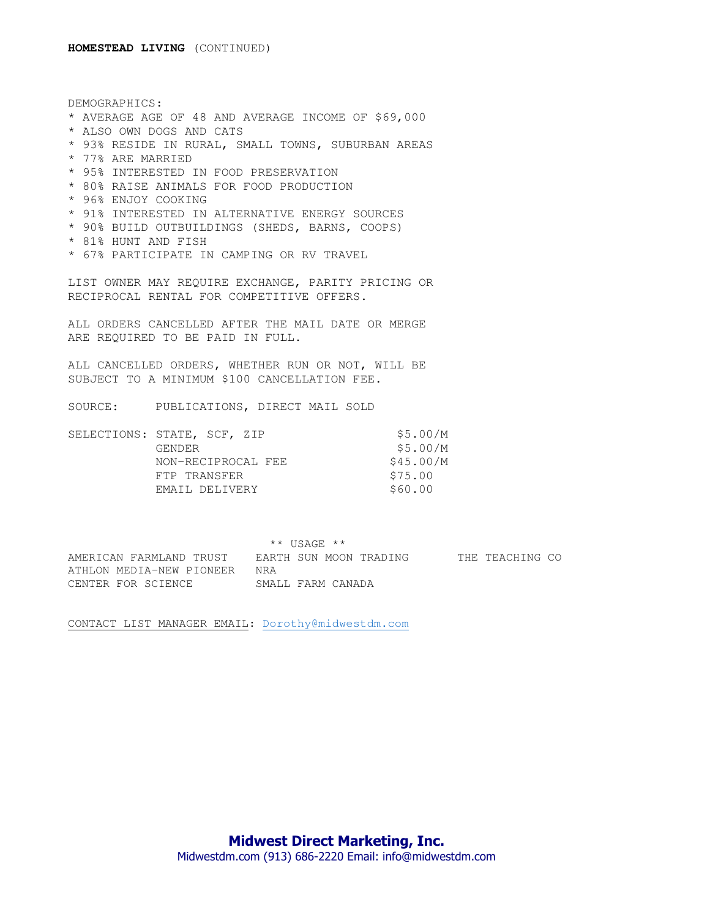**HOMESTEAD LIVING** (CONTINUED)

DEMOGRAPHICS:
* AVERAGE AGE OF 48 AND AVERAGE INCOME OF $69,000
* ALSO OWN DOGS AND CATS
* 93% RESIDE IN RURAL, SMALL TOWNS, SUBURBAN AREAS
* 77% ARE MARRIED
* 95% INTERESTED IN FOOD PRESERVATION
* 80% RAISE ANIMALS FOR FOOD PRODUCTION
* 96% ENJOY COOKING
* 91% INTERESTED IN ALTERNATIVE ENERGY SOURCES
* 90% BUILD OUTBUILDINGS (SHEDS, BARNS, COOPS)
* 81% HUNT AND FISH
* 67% PARTICIPATE IN CAMPING OR RV TRAVEL

LIST OWNER MAY REQUIRE EXCHANGE, PARITY PRICING OR RECIPROCAL RENTAL FOR COMPETITIVE OFFERS.

ALL ORDERS CANCELLED AFTER THE MAIL DATE OR MERGE ARE REQUIRED TO BE PAID IN FULL.

ALL CANCELLED ORDERS, WHETHER RUN OR NOT, WILL BE SUBJECT TO A MINIMUM $100 CANCELLATION FEE.

SOURCE: PUBLICATIONS, DIRECT MAIL SOLD

| | | |
|---|---|---|
| SELECTIONS: | STATE, SCF, ZIP | $5.00/M |
| | GENDER | $5.00/M |
| | NON-RECIPROCAL FEE | $45.00/M |
| | FTP TRANSFER | $75.00 |
| | EMAIL DELIVERY | $60.00 |

** USAGE **

| | | |
|---|---|---|
| AMERICAN FARMLAND TRUST | EARTH SUN MOON TRADING | THE TEACHING CO |
| ATHLON MEDIA-NEW PIONEER | NRA | |
| CENTER FOR SCIENCE | SMALL FARM CANADA | |

CONTACT LIST MANAGER EMAIL: Dorothy@midwestdm.com

**Midwest Direct Marketing, Inc.**
Midwestdm.com (913) 686-2220 Email: info@midwestdm.com